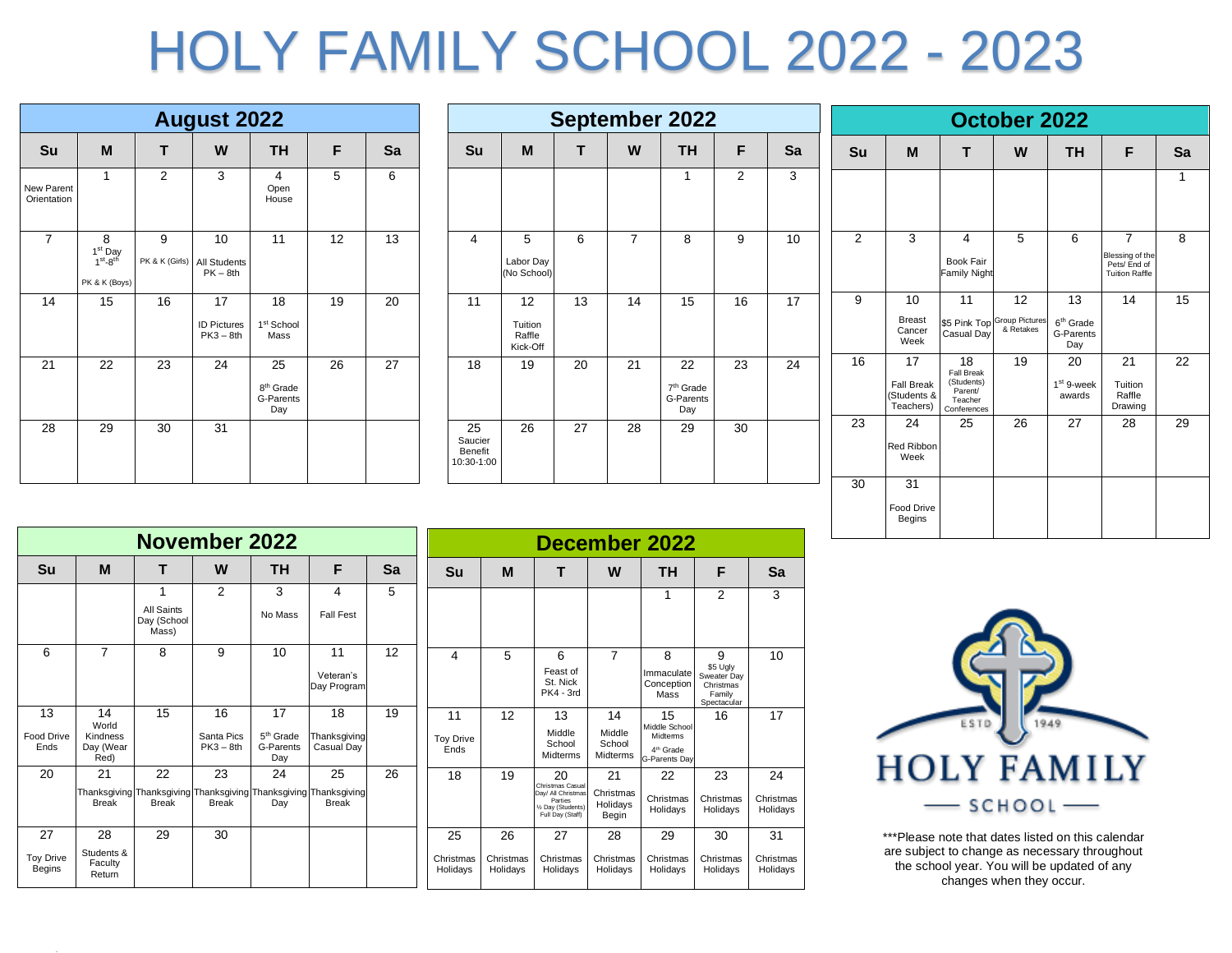# HOLY FAMILY SCHOOL 2022 - 2023

## August 2022

| Su | M | T | W | TH | F | Sa |
|---|---|---|---|---|---|---|
| New Parent Orientation | 1 | 2 | 3 | 4 Open House | 5 | 6 |
| 7 | 8 1st Day 1st-8th PK & K (Boys) | 9 PK & K (Girls) | 10 All Students PK – 8th | 11 | 12 | 13 |
| 14 | 15 | 16 | 17 ID Pictures PK3 – 8th | 18 1st School Mass | 19 | 20 |
| 21 | 22 | 23 | 24 | 25 8th Grade G-Parents Day | 26 | 27 |
| 28 | 29 | 30 | 31 | | | |

## September 2022

| Su | M | T | W | TH | F | Sa |
|---|---|---|---|---|---|---|
| | | | | 1 | 2 | 3 |
| 4 | 5 Labor Day (No School) | 6 | 7 | 8 | 9 | 10 |
| 11 | 12 Tuition Raffle Kick-Off | 13 | 14 | 15 | 16 | 17 |
| 18 | 19 | 20 | 21 | 22 7th Grade G-Parents Day | 23 | 24 |
| 25 Saucier Benefit 10:30-1:00 | 26 | 27 | 28 | 29 | 30 | |

## October 2022

| Su | M | T | W | TH | F | Sa |
|---|---|---|---|---|---|---|
| | | | | | | 1 |
| 2 | 3 | 4 Book Fair Family Night | 5 | 6 | 7 Blessing of the Pets/ End of Tuition Raffle | 8 |
| 9 | 10 Breast Cancer Week | 11 $5 Pink Top Casual Day | 12 Group Pictures & Retakes | 13 6th Grade G-Parents Day | 14 | 15 |
| 16 | 17 Fall Break (Students & Teachers) | 18 Fall Break (Students) Parent/ Teacher Conferences | 19 | 20 1st 9-week awards | 21 Tuition Raffle Drawing | 22 |
| 23 | 24 Red Ribbon Week | 25 | 26 | 27 | 28 | 29 |
| 30 | 31 Food Drive Begins | | | | | |

## November 2022

| Su | M | T | W | TH | F | Sa |
|---|---|---|---|---|---|---|
| | | 1 All Saints Day (School Mass) | 2 | 3 No Mass | 4 Fall Fest | 5 |
| 6 | 7 | 8 | 9 | 10 | 11 Veteran's Day Program | 12 |
| 13 Food Drive Ends | 14 World Kindness Day (Wear Red) | 15 | 16 Santa Pics PK3 – 8th | 17 5th Grade G-Parents Day | 18 Thanksgiving Casual Day | 19 |
| 20 | 21 Thanksgiving Break | 22 Thanksgiving Break | 23 Thanksgiving Break | 24 Thanksgiving Day | 25 Thanksgiving Break | 26 |
| 27 Toy Drive Begins | 28 Students & Faculty Return | 29 | 30 | | | |

## December 2022

| Su | M | T | W | TH | F | Sa |
|---|---|---|---|---|---|---|
| | | | | 1 | 2 | 3 |
| 4 | 5 | 6 Feast of St. Nick PK4 - 3rd | 7 | 8 Immaculate Conception Mass | 9 $5 Ugly Sweater Day Christmas Family Spectacular | 10 |
| 11 Toy Drive Ends | 12 | 13 Middle School Midterms | 14 Middle School Midterms | 15 Middle School Midterms 4th Grade G-Parents Day | 16 | 17 |
| 18 | 19 | 20 Christmas Casual Day/ All Christmas Parties ½ Day (Students) Full Day (Staff) | 21 Christmas Holidays Begin | 22 Christmas Holidays | 23 Christmas Holidays | 24 Christmas Holidays |
| 25 Christmas Holidays | 26 Christmas Holidays | 27 Christmas Holidays | 28 Christmas Holidays | 29 Christmas Holidays | 30 Christmas Holidays | 31 Christmas Holidays |

ESTD 1949

HOLY FAMILY SCHOOL

***Please note that dates listed on this calendar are subject to change as necessary throughout the school year. You will be updated of any changes when they occur.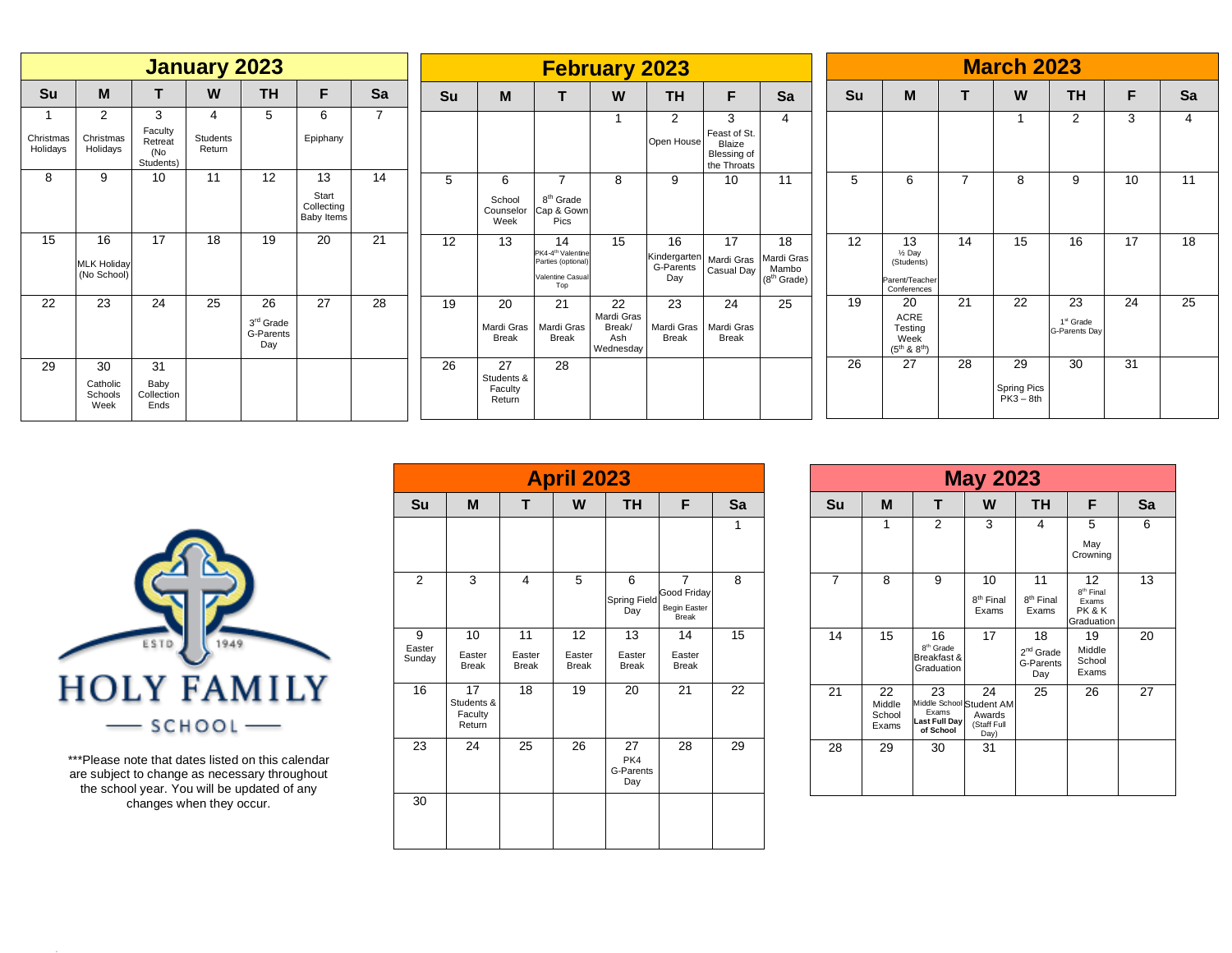## January 2023

| Su | M | T | W | TH | F | Sa |
|---|---|---|---|---|---|---|
| 1 Christmas Holidays | 2 Christmas Holidays | 3 Faculty Retreat (No Students) | 4 Students Return | 5 | 6 Epiphany | 7 |
| 8 | 9 | 10 | 11 | 12 | 13 Start Collecting Baby Items | 14 |
| 15 | 16 MLK Holiday (No School) | 17 | 18 | 19 | 20 | 21 |
| 22 | 23 | 24 | 25 | 26 3rd Grade G-Parents Day | 27 | 28 |
| 29 | 30 Catholic Schools Week | 31 Baby Collection Ends | | | | |

## February 2023

| Su | M | T | W | TH | F | Sa |
|---|---|---|---|---|---|---|
| | | | 1 | 2 Open House | 3 Feast of St. Blaize Blessing of the Throats | 4 |
| 5 | 6 School Counselor Week | 7 8th Grade Cap & Gown Pics | 8 | 9 | 10 | 11 |
| 12 | 13 | 14 PK4-4th Valentine Parties (optional) Valentine Casual Top | 15 | 16 Kindergarten G-Parents Day | 17 Mardi Gras Casual Day | 18 Mardi Gras Mambo (8th Grade) |
| 19 | 20 Mardi Gras Break | 21 Mardi Gras Break | 22 Mardi Gras Break/ Ash Wednesday | 23 Mardi Gras Break | 24 Mardi Gras Break | 25 |
| 26 | 27 Students & Faculty Return | 28 | | | | |

## March 2023

| Su | M | T | W | TH | F | Sa |
|---|---|---|---|---|---|---|
| | | | 1 | 2 | 3 | 4 |
| 5 | 6 | 7 | 8 | 9 | 10 | 11 |
| 12 | 13 ½ Day (Students) Parent/Teacher Conferences | 14 | 15 | 16 | 17 | 18 |
| 19 | 20 ACRE Testing Week (5th & 8th) | 21 | 22 | 23 1st Grade G-Parents Day | 24 | 25 |
| 26 | 27 | 28 | 29 Spring Pics PK3 – 8th | 30 | 31 | |

## April 2023

| Su | M | T | W | TH | F | Sa |
|---|---|---|---|---|---|---|
| | | | | | | 1 |
| 2 | 3 | 4 | 5 | 6 Spring Field Day | 7 Good Friday Begin Easter Break | 8 |
| 9 Easter Sunday | 10 Easter Break | 11 Easter Break | 12 Easter Break | 13 Easter Break | 14 Easter Break | 15 |
| 16 | 17 Students & Faculty Return | 18 | 19 | 20 | 21 | 22 |
| 23 | 24 | 25 | 26 | 27 PK4 G-Parents Day | 28 | 29 |
| 30 | | | | | | |

## May 2023

| Su | M | T | W | TH | F | Sa |
|---|---|---|---|---|---|---|
| | 1 | 2 | 3 | 4 | 5 May Crowning | 6 |
| 7 | 8 | 9 | 10 8th Final Exams | 11 8th Final Exams | 12 8th Final Exams PK & K Graduation | 13 |
| 14 | 15 | 16 8th Grade Breakfast & Graduation | 17 | 18 2nd Grade G-Parents Day | 19 Middle School Exams | 20 |
| 21 | 22 Middle School Exams | 23 Middle School Exams **Last Full Day of School** | 24 Student AM Awards (Staff Full Day) | 25 | 26 | 27 |
| 28 | 29 | 30 | 31 | | | |

ESTD 1949

HOLY FAMILY

SCHOOL

***Please note that dates listed on this calendar are subject to change as necessary throughout the school year. You will be updated of any changes when they occur.